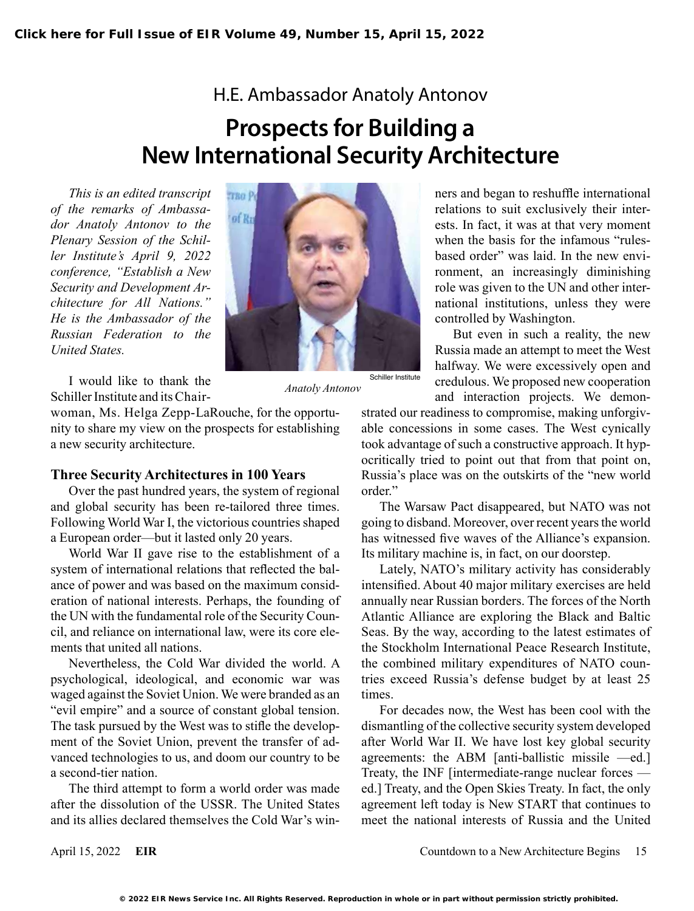H.E. Ambassador Anatoly Antonov

# Prospects for Building a New International Security Architecture

*This is an edited transcript of the remarks of Ambassador Anatoly Antonov to the Plenary Session of the Schiller Institute's April 9, 2022 conference, "Establish a New Security and Development Architecture for All Nations." He is the Ambassador of the Russian Federation to the United States.*

Anatoly Antonov

I would like to thank the Schiller Institute and its Chairwoman, Ms. Helga Zepp-LaRouche, for the opportunity to share my view on the prospects for establishing a new security architecture.

### Three Security Architectures in 100 Years

Over the past hundred years, the system of regional and global security has been re-tailored three times. Following World War I, the victorious countries shaped a European order—but it lasted only 20 years.

World War II gave rise to the establishment of a system of international relations that reflected the balance of power and was based on the maximum consideration of national interests. Perhaps, the founding of the UN with the fundamental role of the Security Council, and reliance on international law, were its core elements that united all nations.

Nevertheless, the Cold War divided the world. A psychological, ideological, and economic war was waged against the Soviet Union. We were branded as an "evil empire" and a source of constant global tension. The task pursued by the West was to stifle the development of the Soviet Union, prevent the transfer of advanced technologies to us, and doom our country to be a second-tier nation.

The third attempt to form a world order was made after the dissolution of the USSR. The United States and its allies declared themselves the Cold War's winners and began to reshuffle international relations to suit exclusively their interests. In fact, it was at that very moment when the basis for the infamous "rules-based order" was laid. In the new environment, an increasingly diminishing role was given to the UN and other international institutions, unless they were controlled by Washington.

But even in such a reality, the new Russia made an attempt to meet the West halfway. We were excessively open and credulous. We proposed new cooperation and interaction projects. We demonstrated our readiness to compromise, making unforgivable concessions in some cases. The West cynically took advantage of such a constructive approach. It hypocritically tried to point out that from that point on, Russia's place was on the outskirts of the "new world order."

The Warsaw Pact disappeared, but NATO was not going to disband. Moreover, over recent years the world has witnessed five waves of the Alliance's expansion. Its military machine is, in fact, on our doorstep.

Lately, NATO's military activity has considerably intensified. About 40 major military exercises are held annually near Russian borders. The forces of the North Atlantic Alliance are exploring the Black and Baltic Seas. By the way, according to the latest estimates of the Stockholm International Peace Research Institute, the combined military expenditures of NATO countries exceed Russia's defense budget by at least 25 times.

For decades now, the West has been cool with the dismantling of the collective security system developed after World War II. We have lost key global security agreements: the ABM [anti-ballistic missile —ed.] Treaty, the INF [intermediate-range nuclear forces —ed.] Treaty, and the Open Skies Treaty. In fact, the only agreement left today is New START that continues to meet the national interests of Russia and the United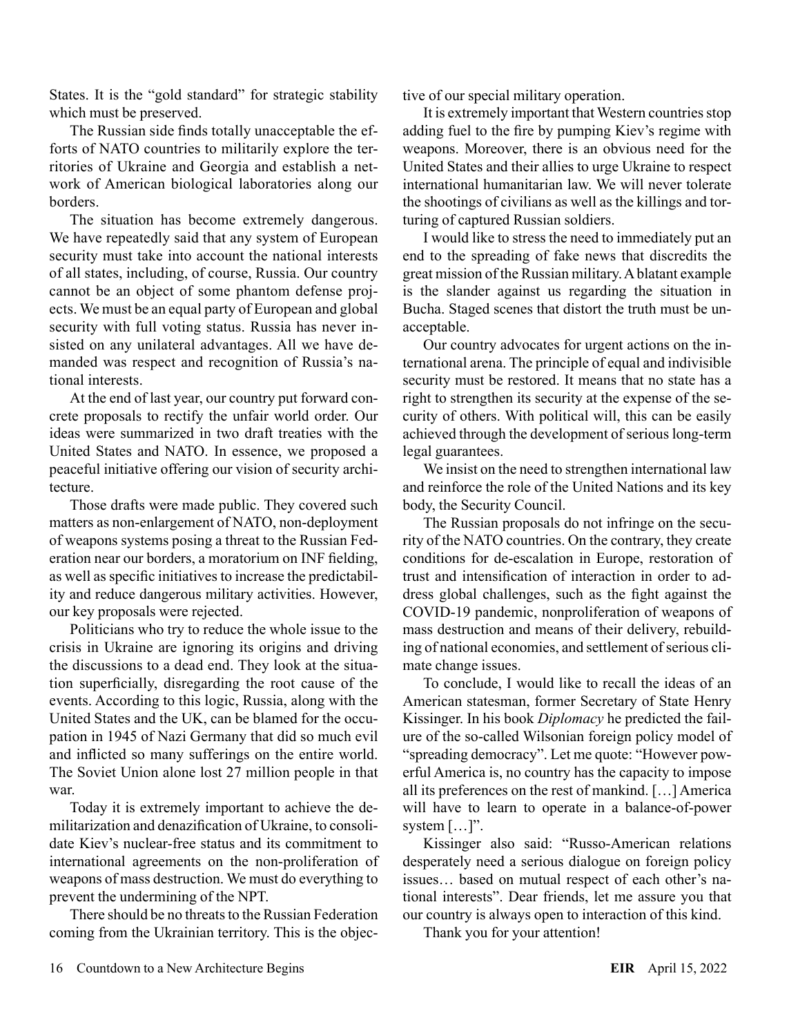States. It is the "gold standard" for strategic stability which must be preserved.

The Russian side finds totally unacceptable the efforts of NATO countries to militarily explore the territories of Ukraine and Georgia and establish a network of American biological laboratories along our borders.

The situation has become extremely dangerous. We have repeatedly said that any system of European security must take into account the national interests of all states, including, of course, Russia. Our country cannot be an object of some phantom defense projects. We must be an equal party of European and global security with full voting status. Russia has never insisted on any unilateral advantages. All we have demanded was respect and recognition of Russia's national interests.

At the end of last year, our country put forward concrete proposals to rectify the unfair world order. Our ideas were summarized in two draft treaties with the United States and NATO. In essence, we proposed a peaceful initiative offering our vision of security architecture.

Those drafts were made public. They covered such matters as non-enlargement of NATO, non-deployment of weapons systems posing a threat to the Russian Federation near our borders, a moratorium on INF fielding, as well as specific initiatives to increase the predictability and reduce dangerous military activities. However, our key proposals were rejected.

Politicians who try to reduce the whole issue to the crisis in Ukraine are ignoring its origins and driving the discussions to a dead end. They look at the situation superficially, disregarding the root cause of the events. According to this logic, Russia, along with the United States and the UK, can be blamed for the occupation in 1945 of Nazi Germany that did so much evil and inflicted so many sufferings on the entire world. The Soviet Union alone lost 27 million people in that war.

Today it is extremely important to achieve the demilitarization and denazification of Ukraine, to consolidate Kiev's nuclear-free status and its commitment to international agreements on the non-proliferation of weapons of mass destruction. We must do everything to prevent the undermining of the NPT.

There should be no threats to the Russian Federation coming from the Ukrainian territory. This is the objective of our special military operation.

It is extremely important that Western countries stop adding fuel to the fire by pumping Kiev's regime with weapons. Moreover, there is an obvious need for the United States and their allies to urge Ukraine to respect international humanitarian law. We will never tolerate the shootings of civilians as well as the killings and torturing of captured Russian soldiers.

I would like to stress the need to immediately put an end to the spreading of fake news that discredits the great mission of the Russian military. A blatant example is the slander against us regarding the situation in Bucha. Staged scenes that distort the truth must be unacceptable.

Our country advocates for urgent actions on the international arena. The principle of equal and indivisible security must be restored. It means that no state has a right to strengthen its security at the expense of the security of others. With political will, this can be easily achieved through the development of serious long-term legal guarantees.

We insist on the need to strengthen international law and reinforce the role of the United Nations and its key body, the Security Council.

The Russian proposals do not infringe on the security of the NATO countries. On the contrary, they create conditions for de-escalation in Europe, restoration of trust and intensification of interaction in order to address global challenges, such as the fight against the COVID-19 pandemic, nonproliferation of weapons of mass destruction and means of their delivery, rebuilding of national economies, and settlement of serious climate change issues.

To conclude, I would like to recall the ideas of an American statesman, former Secretary of State Henry Kissinger. In his book *Diplomacy* he predicted the failure of the so-called Wilsonian foreign policy model of "spreading democracy". Let me quote: "However powerful America is, no country has the capacity to impose all its preferences on the rest of mankind. […] America will have to learn to operate in a balance-of-power system […]".

Kissinger also said: "Russo-American relations desperately need a serious dialogue on foreign policy issues… based on mutual respect of each other's national interests". Dear friends, let me assure you that our country is always open to interaction of this kind.

Thank you for your attention!